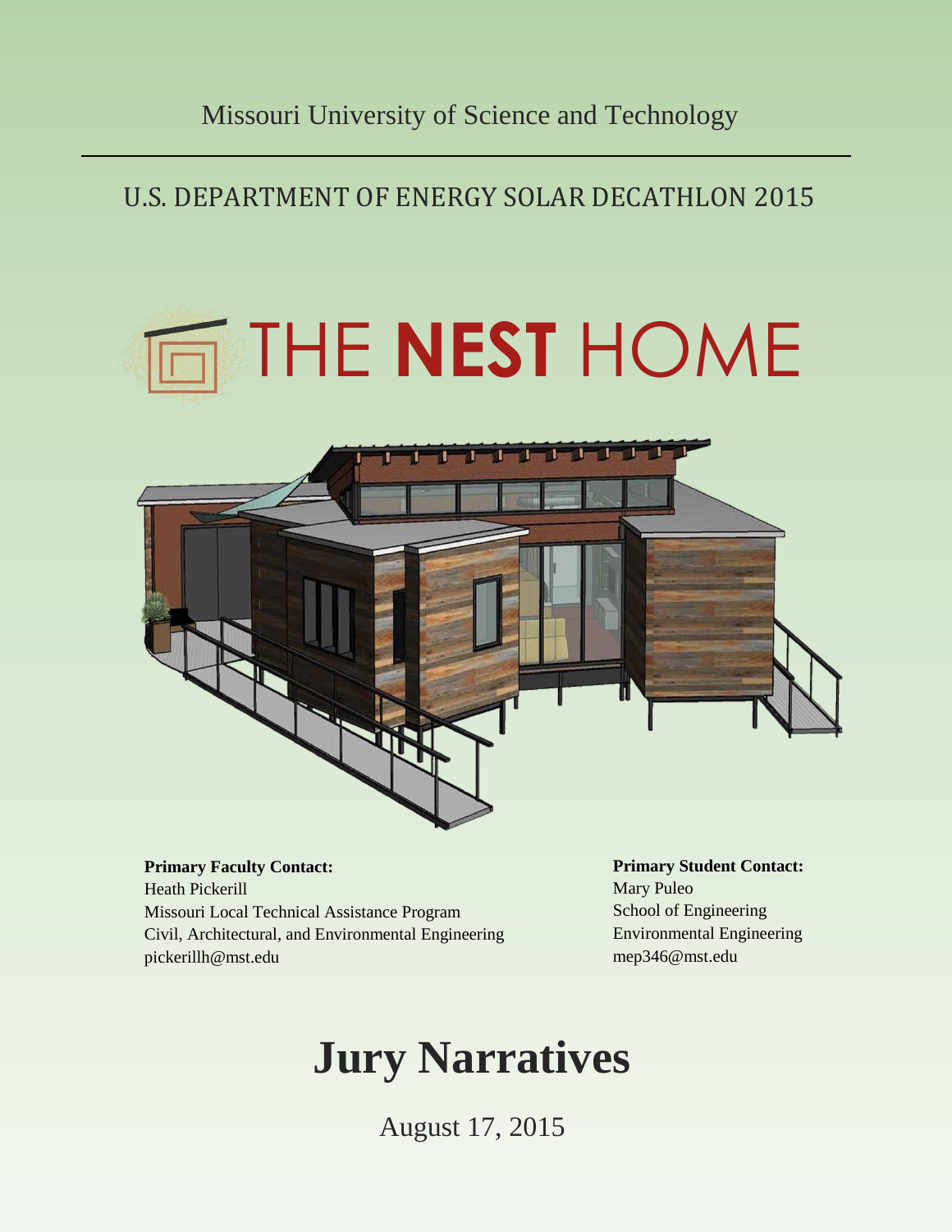Missouri University of Science and Technology

## U.S. DEPARTMENT OF ENERGY SOLAR DECATHLON 2015

# THE **NEST** HOME

**Primary Faculty Contact:**
Heath Pickerill
Missouri Local Technical Assistance Program
Civil, Architectural, and Environmental Engineering
pickerillh@mst.edu

**Primary Student Contact:**
Mary Puleo
School of Engineering
Environmental Engineering
mep346@mst.edu

# Jury Narratives

August 17, 2015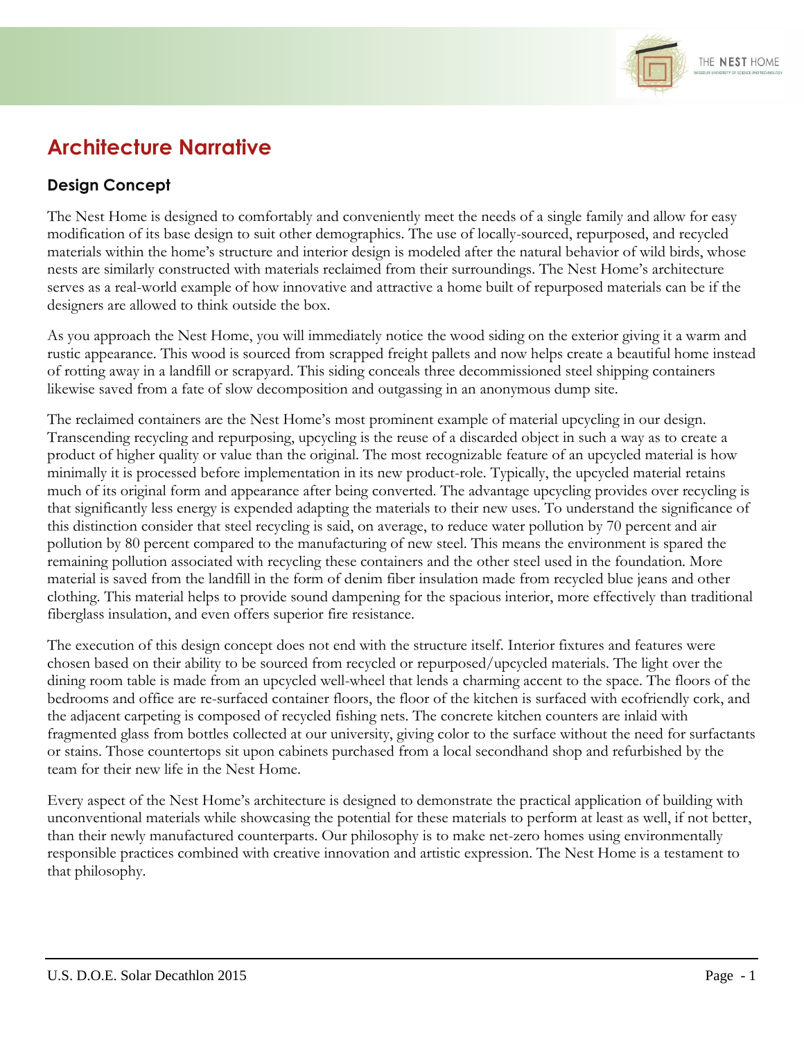# Architecture Narrative

## Design Concept

The Nest Home is designed to comfortably and conveniently meet the needs of a single family and allow for easy modification of its base design to suit other demographics. The use of locally-sourced, repurposed, and recycled materials within the home's structure and interior design is modeled after the natural behavior of wild birds, whose nests are similarly constructed with materials reclaimed from their surroundings. The Nest Home's architecture serves as a real-world example of how innovative and attractive a home built of repurposed materials can be if the designers are allowed to think outside the box.

As you approach the Nest Home, you will immediately notice the wood siding on the exterior giving it a warm and rustic appearance. This wood is sourced from scrapped freight pallets and now helps create a beautiful home instead of rotting away in a landfill or scrapyard. This siding conceals three decommissioned steel shipping containers likewise saved from a fate of slow decomposition and outgassing in an anonymous dump site.

The reclaimed containers are the Nest Home's most prominent example of material upcycling in our design. Transcending recycling and repurposing, upcycling is the reuse of a discarded object in such a way as to create a product of higher quality or value than the original. The most recognizable feature of an upcycled material is how minimally it is processed before implementation in its new product-role. Typically, the upcycled material retains much of its original form and appearance after being converted. The advantage upcycling provides over recycling is that significantly less energy is expended adapting the materials to their new uses. To understand the significance of this distinction consider that steel recycling is said, on average, to reduce water pollution by 70 percent and air pollution by 80 percent compared to the manufacturing of new steel. This means the environment is spared the remaining pollution associated with recycling these containers and the other steel used in the foundation. More material is saved from the landfill in the form of denim fiber insulation made from recycled blue jeans and other clothing. This material helps to provide sound dampening for the spacious interior, more effectively than traditional fiberglass insulation, and even offers superior fire resistance.

The execution of this design concept does not end with the structure itself. Interior fixtures and features were chosen based on their ability to be sourced from recycled or repurposed/upcycled materials. The light over the dining room table is made from an upcycled well-wheel that lends a charming accent to the space. The floors of the bedrooms and office are re-surfaced container floors, the floor of the kitchen is surfaced with ecofriendly cork, and the adjacent carpeting is composed of recycled fishing nets. The concrete kitchen counters are inlaid with fragmented glass from bottles collected at our university, giving color to the surface without the need for surfactants or stains. Those countertops sit upon cabinets purchased from a local secondhand shop and refurbished by the team for their new life in the Nest Home.

Every aspect of the Nest Home's architecture is designed to demonstrate the practical application of building with unconventional materials while showcasing the potential for these materials to perform at least as well, if not better, than their newly manufactured counterparts. Our philosophy is to make net-zero homes using environmentally responsible practices combined with creative innovation and artistic expression. The Nest Home is a testament to that philosophy.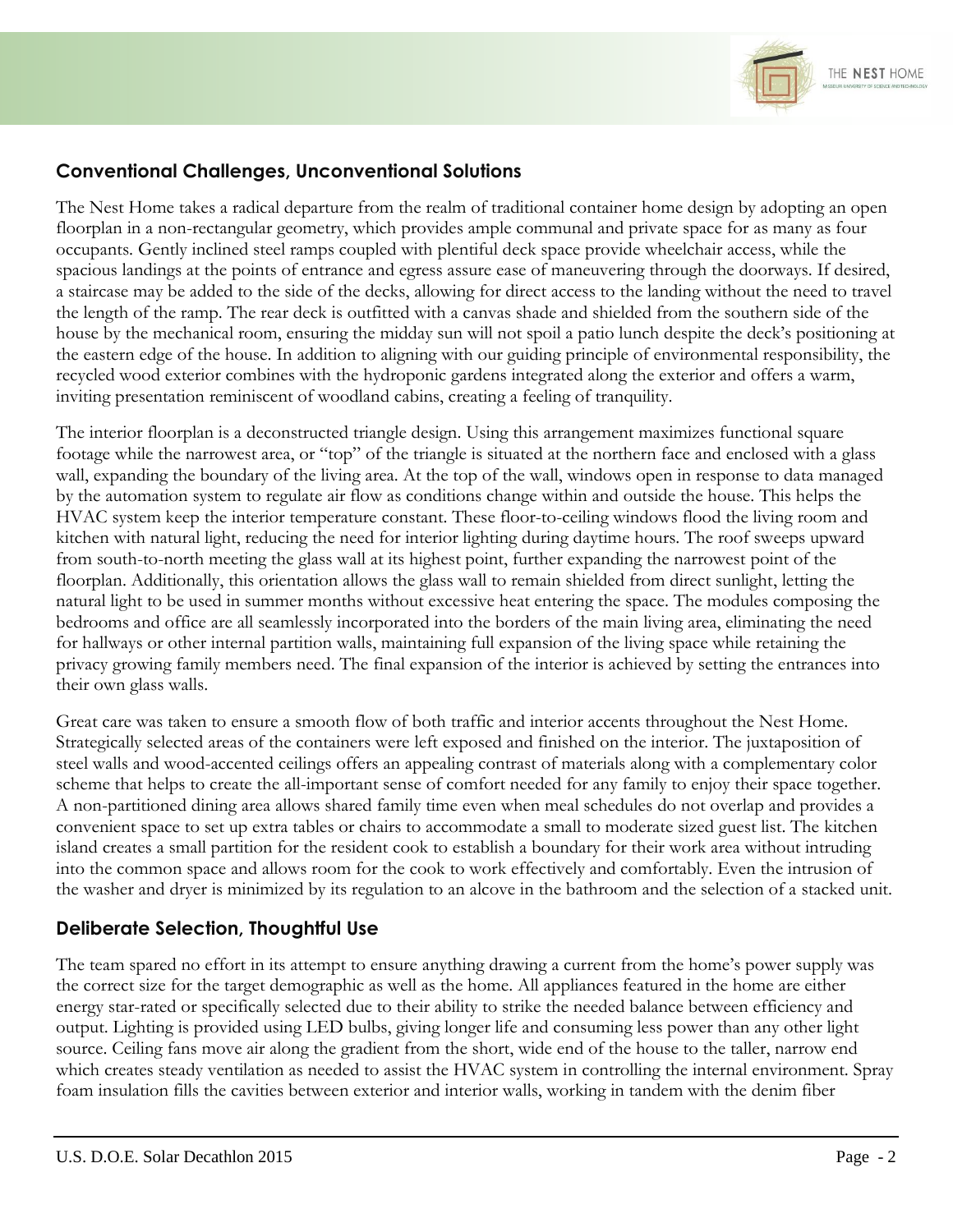## Conventional Challenges, Unconventional Solutions

The Nest Home takes a radical departure from the realm of traditional container home design by adopting an open floorplan in a non-rectangular geometry, which provides ample communal and private space for as many as four occupants. Gently inclined steel ramps coupled with plentiful deck space provide wheelchair access, while the spacious landings at the points of entrance and egress assure ease of maneuvering through the doorways. If desired, a staircase may be added to the side of the decks, allowing for direct access to the landing without the need to travel the length of the ramp. The rear deck is outfitted with a canvas shade and shielded from the southern side of the house by the mechanical room, ensuring the midday sun will not spoil a patio lunch despite the deck's positioning at the eastern edge of the house. In addition to aligning with our guiding principle of environmental responsibility, the recycled wood exterior combines with the hydroponic gardens integrated along the exterior and offers a warm, inviting presentation reminiscent of woodland cabins, creating a feeling of tranquility.

The interior floorplan is a deconstructed triangle design. Using this arrangement maximizes functional square footage while the narrowest area, or "top" of the triangle is situated at the northern face and enclosed with a glass wall, expanding the boundary of the living area. At the top of the wall, windows open in response to data managed by the automation system to regulate air flow as conditions change within and outside the house. This helps the HVAC system keep the interior temperature constant. These floor-to-ceiling windows flood the living room and kitchen with natural light, reducing the need for interior lighting during daytime hours. The roof sweeps upward from south-to-north meeting the glass wall at its highest point, further expanding the narrowest point of the floorplan. Additionally, this orientation allows the glass wall to remain shielded from direct sunlight, letting the natural light to be used in summer months without excessive heat entering the space. The modules composing the bedrooms and office are all seamlessly incorporated into the borders of the main living area, eliminating the need for hallways or other internal partition walls, maintaining full expansion of the living space while retaining the privacy growing family members need. The final expansion of the interior is achieved by setting the entrances into their own glass walls.

Great care was taken to ensure a smooth flow of both traffic and interior accents throughout the Nest Home. Strategically selected areas of the containers were left exposed and finished on the interior. The juxtaposition of steel walls and wood-accented ceilings offers an appealing contrast of materials along with a complementary color scheme that helps to create the all-important sense of comfort needed for any family to enjoy their space together. A non-partitioned dining area allows shared family time even when meal schedules do not overlap and provides a convenient space to set up extra tables or chairs to accommodate a small to moderate sized guest list. The kitchen island creates a small partition for the resident cook to establish a boundary for their work area without intruding into the common space and allows room for the cook to work effectively and comfortably. Even the intrusion of the washer and dryer is minimized by its regulation to an alcove in the bathroom and the selection of a stacked unit.

## Deliberate Selection, Thoughtful Use

The team spared no effort in its attempt to ensure anything drawing a current from the home's power supply was the correct size for the target demographic as well as the home. All appliances featured in the home are either energy star-rated or specifically selected due to their ability to strike the needed balance between efficiency and output. Lighting is provided using LED bulbs, giving longer life and consuming less power than any other light source. Ceiling fans move air along the gradient from the short, wide end of the house to the taller, narrow end which creates steady ventilation as needed to assist the HVAC system in controlling the internal environment. Spray foam insulation fills the cavities between exterior and interior walls, working in tandem with the denim fiber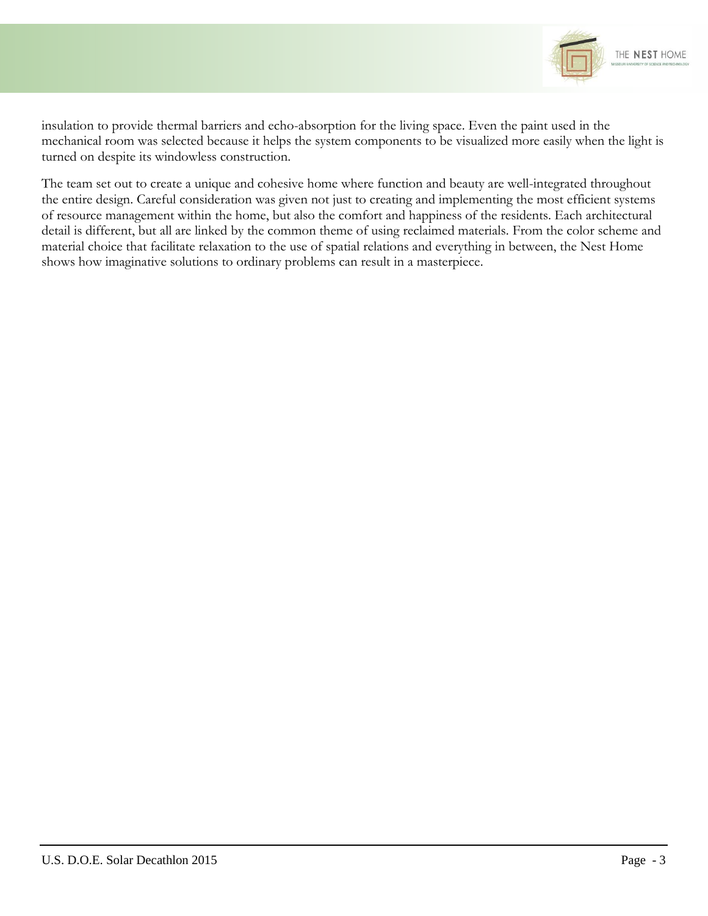insulation to provide thermal barriers and echo-absorption for the living space. Even the paint used in the mechanical room was selected because it helps the system components to be visualized more easily when the light is turned on despite its windowless construction.

The team set out to create a unique and cohesive home where function and beauty are well-integrated throughout the entire design. Careful consideration was given not just to creating and implementing the most efficient systems of resource management within the home, but also the comfort and happiness of the residents. Each architectural detail is different, but all are linked by the common theme of using reclaimed materials. From the color scheme and material choice that facilitate relaxation to the use of spatial relations and everything in between, the Nest Home shows how imaginative solutions to ordinary problems can result in a masterpiece.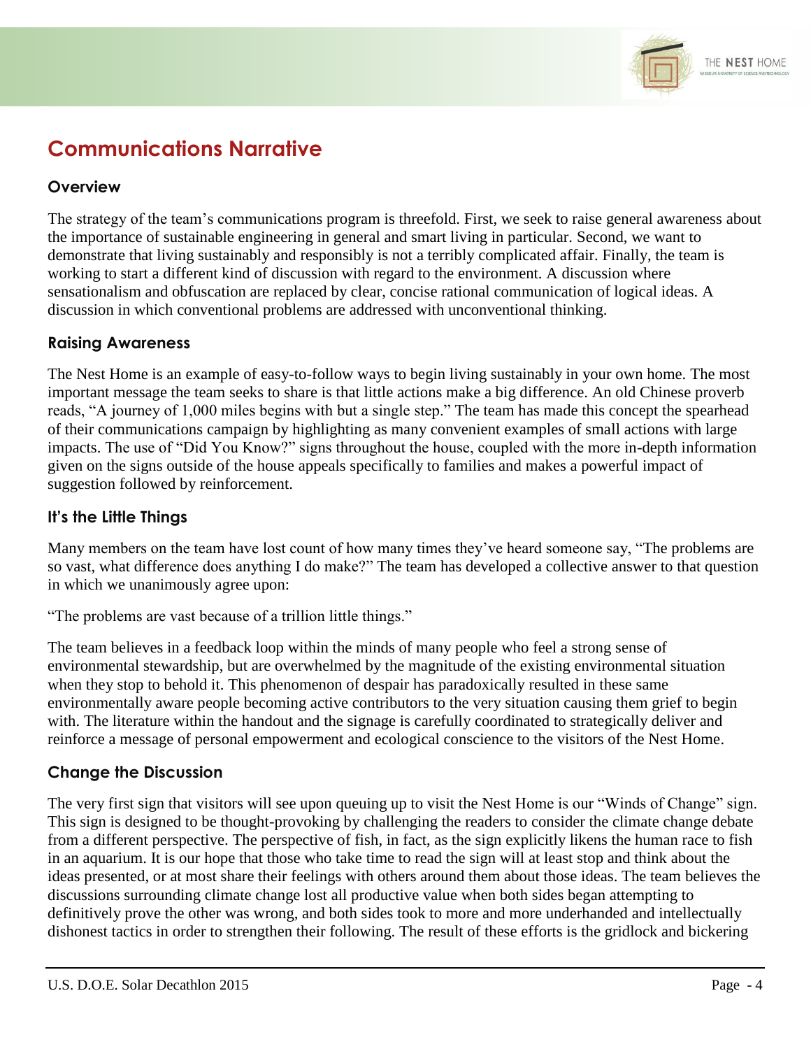# Communications Narrative

## Overview

The strategy of the team's communications program is threefold. First, we seek to raise general awareness about the importance of sustainable engineering in general and smart living in particular. Second, we want to demonstrate that living sustainably and responsibly is not a terribly complicated affair. Finally, the team is working to start a different kind of discussion with regard to the environment. A discussion where sensationalism and obfuscation are replaced by clear, concise rational communication of logical ideas. A discussion in which conventional problems are addressed with unconventional thinking.

## Raising Awareness

The Nest Home is an example of easy-to-follow ways to begin living sustainably in your own home. The most important message the team seeks to share is that little actions make a big difference. An old Chinese proverb reads, "A journey of 1,000 miles begins with but a single step." The team has made this concept the spearhead of their communications campaign by highlighting as many convenient examples of small actions with large impacts. The use of "Did You Know?" signs throughout the house, coupled with the more in-depth information given on the signs outside of the house appeals specifically to families and makes a powerful impact of suggestion followed by reinforcement.

## It's the Little Things

Many members on the team have lost count of how many times they've heard someone say, "The problems are so vast, what difference does anything I do make?" The team has developed a collective answer to that question in which we unanimously agree upon:

"The problems are vast because of a trillion little things."

The team believes in a feedback loop within the minds of many people who feel a strong sense of environmental stewardship, but are overwhelmed by the magnitude of the existing environmental situation when they stop to behold it. This phenomenon of despair has paradoxically resulted in these same environmentally aware people becoming active contributors to the very situation causing them grief to begin with. The literature within the handout and the signage is carefully coordinated to strategically deliver and reinforce a message of personal empowerment and ecological conscience to the visitors of the Nest Home.

## Change the Discussion

The very first sign that visitors will see upon queuing up to visit the Nest Home is our "Winds of Change" sign. This sign is designed to be thought-provoking by challenging the readers to consider the climate change debate from a different perspective. The perspective of fish, in fact, as the sign explicitly likens the human race to fish in an aquarium. It is our hope that those who take time to read the sign will at least stop and think about the ideas presented, or at most share their feelings with others around them about those ideas. The team believes the discussions surrounding climate change lost all productive value when both sides began attempting to definitively prove the other was wrong, and both sides took to more and more underhanded and intellectually dishonest tactics in order to strengthen their following. The result of these efforts is the gridlock and bickering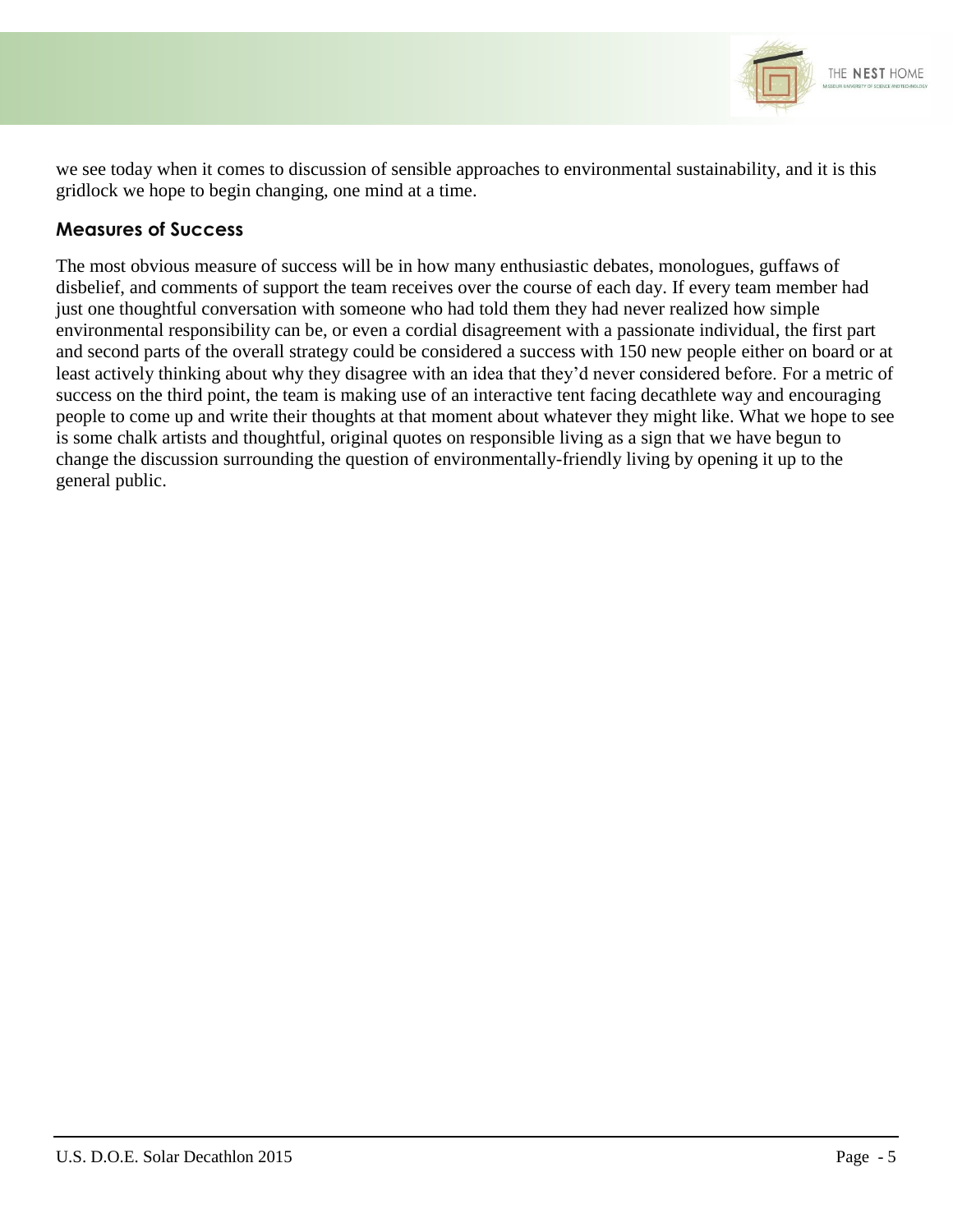we see today when it comes to discussion of sensible approaches to environmental sustainability, and it is this gridlock we hope to begin changing, one mind at a time.

## Measures of Success

The most obvious measure of success will be in how many enthusiastic debates, monologues, guffaws of disbelief, and comments of support the team receives over the course of each day. If every team member had just one thoughtful conversation with someone who had told them they had never realized how simple environmental responsibility can be, or even a cordial disagreement with a passionate individual, the first part and second parts of the overall strategy could be considered a success with 150 new people either on board or at least actively thinking about why they disagree with an idea that they'd never considered before. For a metric of success on the third point, the team is making use of an interactive tent facing decathlete way and encouraging people to come up and write their thoughts at that moment about whatever they might like. What we hope to see is some chalk artists and thoughtful, original quotes on responsible living as a sign that we have begun to change the discussion surrounding the question of environmentally-friendly living by opening it up to the general public.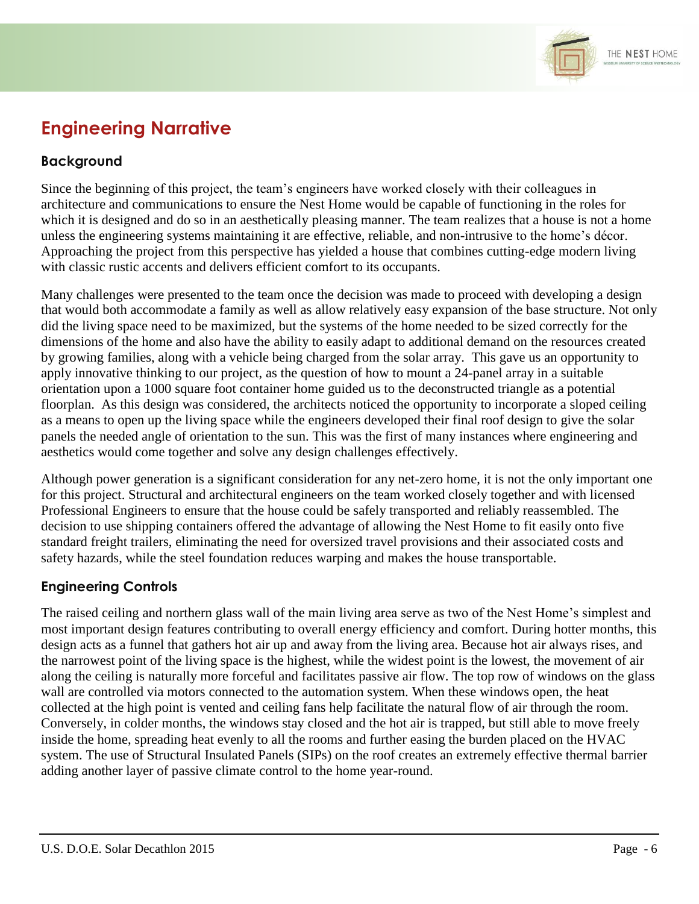# Engineering Narrative

## Background

Since the beginning of this project, the team's engineers have worked closely with their colleagues in architecture and communications to ensure the Nest Home would be capable of functioning in the roles for which it is designed and do so in an aesthetically pleasing manner. The team realizes that a house is not a home unless the engineering systems maintaining it are effective, reliable, and non-intrusive to the home's décor. Approaching the project from this perspective has yielded a house that combines cutting-edge modern living with classic rustic accents and delivers efficient comfort to its occupants.

Many challenges were presented to the team once the decision was made to proceed with developing a design that would both accommodate a family as well as allow relatively easy expansion of the base structure. Not only did the living space need to be maximized, but the systems of the home needed to be sized correctly for the dimensions of the home and also have the ability to easily adapt to additional demand on the resources created by growing families, along with a vehicle being charged from the solar array. This gave us an opportunity to apply innovative thinking to our project, as the question of how to mount a 24-panel array in a suitable orientation upon a 1000 square foot container home guided us to the deconstructed triangle as a potential floorplan. As this design was considered, the architects noticed the opportunity to incorporate a sloped ceiling as a means to open up the living space while the engineers developed their final roof design to give the solar panels the needed angle of orientation to the sun. This was the first of many instances where engineering and aesthetics would come together and solve any design challenges effectively.

Although power generation is a significant consideration for any net-zero home, it is not the only important one for this project. Structural and architectural engineers on the team worked closely together and with licensed Professional Engineers to ensure that the house could be safely transported and reliably reassembled. The decision to use shipping containers offered the advantage of allowing the Nest Home to fit easily onto five standard freight trailers, eliminating the need for oversized travel provisions and their associated costs and safety hazards, while the steel foundation reduces warping and makes the house transportable.

## Engineering Controls

The raised ceiling and northern glass wall of the main living area serve as two of the Nest Home's simplest and most important design features contributing to overall energy efficiency and comfort. During hotter months, this design acts as a funnel that gathers hot air up and away from the living area. Because hot air always rises, and the narrowest point of the living space is the highest, while the widest point is the lowest, the movement of air along the ceiling is naturally more forceful and facilitates passive air flow. The top row of windows on the glass wall are controlled via motors connected to the automation system. When these windows open, the heat collected at the high point is vented and ceiling fans help facilitate the natural flow of air through the room. Conversely, in colder months, the windows stay closed and the hot air is trapped, but still able to move freely inside the home, spreading heat evenly to all the rooms and further easing the burden placed on the HVAC system. The use of Structural Insulated Panels (SIPs) on the roof creates an extremely effective thermal barrier adding another layer of passive climate control to the home year-round.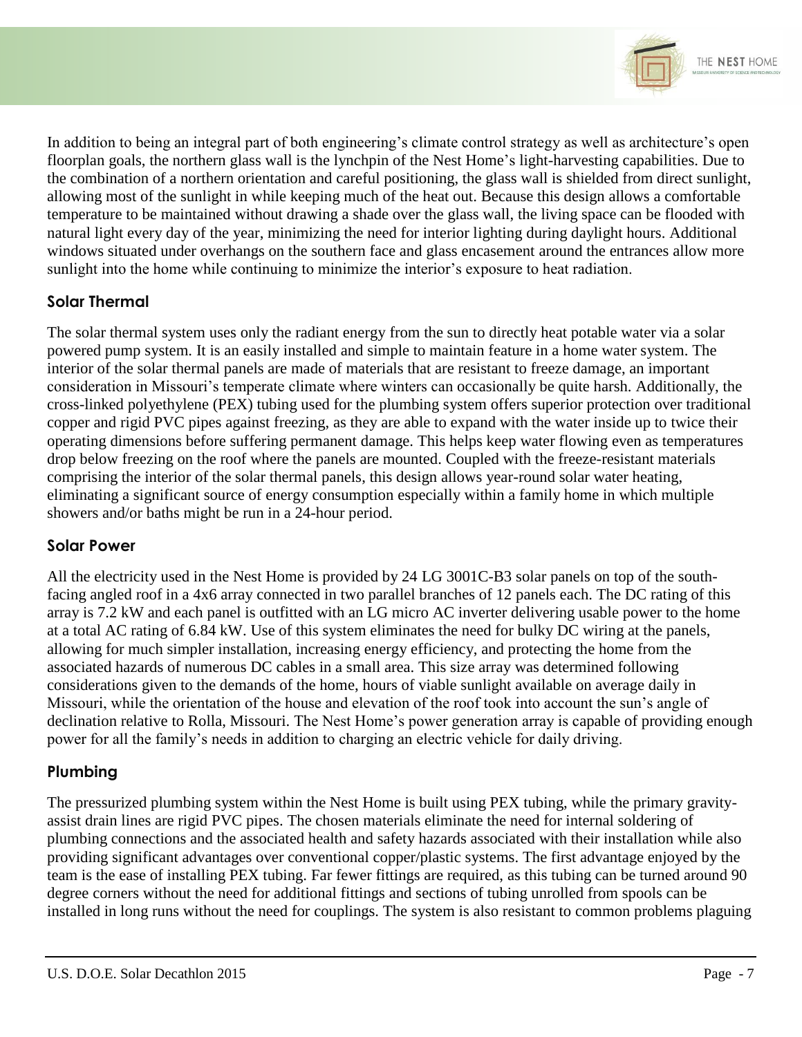In addition to being an integral part of both engineering's climate control strategy as well as architecture's open floorplan goals, the northern glass wall is the lynchpin of the Nest Home's light-harvesting capabilities. Due to the combination of a northern orientation and careful positioning, the glass wall is shielded from direct sunlight, allowing most of the sunlight in while keeping much of the heat out. Because this design allows a comfortable temperature to be maintained without drawing a shade over the glass wall, the living space can be flooded with natural light every day of the year, minimizing the need for interior lighting during daylight hours. Additional windows situated under overhangs on the southern face and glass encasement around the entrances allow more sunlight into the home while continuing to minimize the interior's exposure to heat radiation.

### Solar Thermal

The solar thermal system uses only the radiant energy from the sun to directly heat potable water via a solar powered pump system. It is an easily installed and simple to maintain feature in a home water system. The interior of the solar thermal panels are made of materials that are resistant to freeze damage, an important consideration in Missouri's temperate climate where winters can occasionally be quite harsh. Additionally, the cross-linked polyethylene (PEX) tubing used for the plumbing system offers superior protection over traditional copper and rigid PVC pipes against freezing, as they are able to expand with the water inside up to twice their operating dimensions before suffering permanent damage. This helps keep water flowing even as temperatures drop below freezing on the roof where the panels are mounted. Coupled with the freeze-resistant materials comprising the interior of the solar thermal panels, this design allows year-round solar water heating, eliminating a significant source of energy consumption especially within a family home in which multiple showers and/or baths might be run in a 24-hour period.

### Solar Power

All the electricity used in the Nest Home is provided by 24 LG 3001C-B3 solar panels on top of the south-facing angled roof in a 4x6 array connected in two parallel branches of 12 panels each. The DC rating of this array is 7.2 kW and each panel is outfitted with an LG micro AC inverter delivering usable power to the home at a total AC rating of 6.84 kW. Use of this system eliminates the need for bulky DC wiring at the panels, allowing for much simpler installation, increasing energy efficiency, and protecting the home from the associated hazards of numerous DC cables in a small area. This size array was determined following considerations given to the demands of the home, hours of viable sunlight available on average daily in Missouri, while the orientation of the house and elevation of the roof took into account the sun's angle of declination relative to Rolla, Missouri. The Nest Home's power generation array is capable of providing enough power for all the family's needs in addition to charging an electric vehicle for daily driving.

### Plumbing

The pressurized plumbing system within the Nest Home is built using PEX tubing, while the primary gravity-assist drain lines are rigid PVC pipes. The chosen materials eliminate the need for internal soldering of plumbing connections and the associated health and safety hazards associated with their installation while also providing significant advantages over conventional copper/plastic systems. The first advantage enjoyed by the team is the ease of installing PEX tubing. Far fewer fittings are required, as this tubing can be turned around 90 degree corners without the need for additional fittings and sections of tubing unrolled from spools can be installed in long runs without the need for couplings. The system is also resistant to common problems plaguing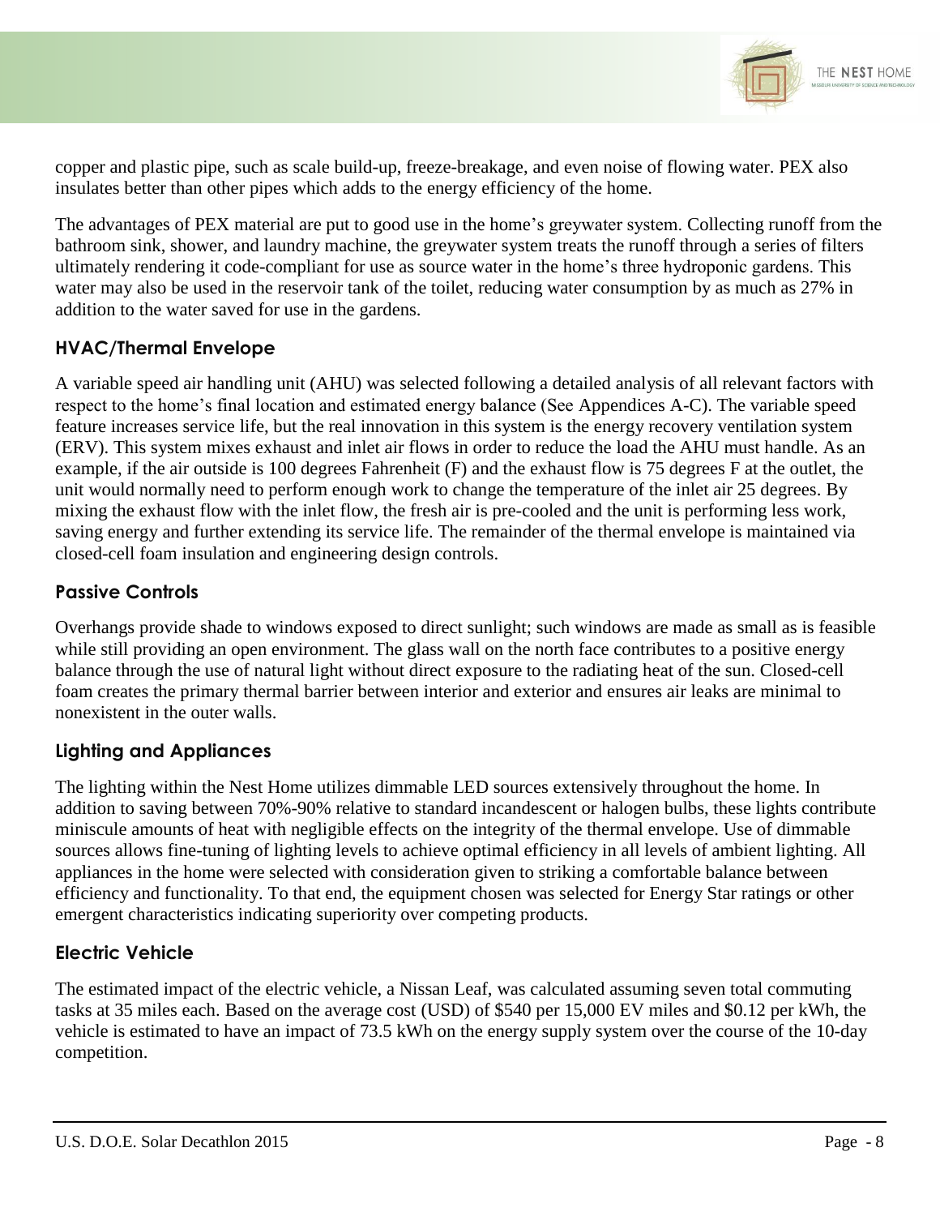copper and plastic pipe, such as scale build-up, freeze-breakage, and even noise of flowing water. PEX also insulates better than other pipes which adds to the energy efficiency of the home.

The advantages of PEX material are put to good use in the home's greywater system. Collecting runoff from the bathroom sink, shower, and laundry machine, the greywater system treats the runoff through a series of filters ultimately rendering it code-compliant for use as source water in the home's three hydroponic gardens. This water may also be used in the reservoir tank of the toilet, reducing water consumption by as much as 27% in addition to the water saved for use in the gardens.

## HVAC/Thermal Envelope

A variable speed air handling unit (AHU) was selected following a detailed analysis of all relevant factors with respect to the home's final location and estimated energy balance (See Appendices A-C). The variable speed feature increases service life, but the real innovation in this system is the energy recovery ventilation system (ERV). This system mixes exhaust and inlet air flows in order to reduce the load the AHU must handle. As an example, if the air outside is 100 degrees Fahrenheit (F) and the exhaust flow is 75 degrees F at the outlet, the unit would normally need to perform enough work to change the temperature of the inlet air 25 degrees. By mixing the exhaust flow with the inlet flow, the fresh air is pre-cooled and the unit is performing less work, saving energy and further extending its service life. The remainder of the thermal envelope is maintained via closed-cell foam insulation and engineering design controls.

## Passive Controls

Overhangs provide shade to windows exposed to direct sunlight; such windows are made as small as is feasible while still providing an open environment. The glass wall on the north face contributes to a positive energy balance through the use of natural light without direct exposure to the radiating heat of the sun. Closed-cell foam creates the primary thermal barrier between interior and exterior and ensures air leaks are minimal to nonexistent in the outer walls.

## Lighting and Appliances

The lighting within the Nest Home utilizes dimmable LED sources extensively throughout the home. In addition to saving between 70%-90% relative to standard incandescent or halogen bulbs, these lights contribute miniscule amounts of heat with negligible effects on the integrity of the thermal envelope. Use of dimmable sources allows fine-tuning of lighting levels to achieve optimal efficiency in all levels of ambient lighting. All appliances in the home were selected with consideration given to striking a comfortable balance between efficiency and functionality. To that end, the equipment chosen was selected for Energy Star ratings or other emergent characteristics indicating superiority over competing products.

## Electric Vehicle

The estimated impact of the electric vehicle, a Nissan Leaf, was calculated assuming seven total commuting tasks at 35 miles each. Based on the average cost (USD) of $540 per 15,000 EV miles and $0.12 per kWh, the vehicle is estimated to have an impact of 73.5 kWh on the energy supply system over the course of the 10-day competition.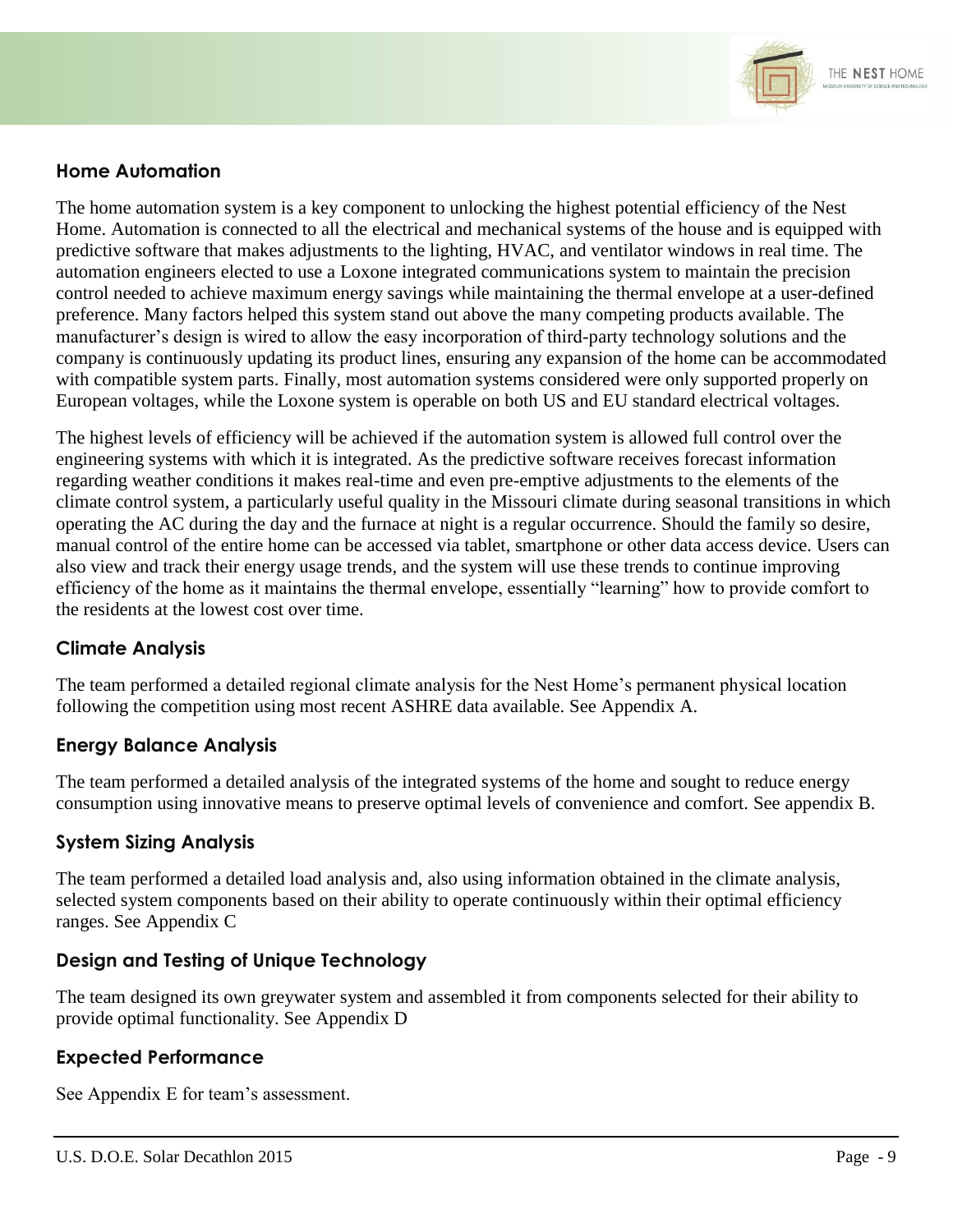## Home Automation

The home automation system is a key component to unlocking the highest potential efficiency of the Nest Home. Automation is connected to all the electrical and mechanical systems of the house and is equipped with predictive software that makes adjustments to the lighting, HVAC, and ventilator windows in real time. The automation engineers elected to use a Loxone integrated communications system to maintain the precision control needed to achieve maximum energy savings while maintaining the thermal envelope at a user-defined preference. Many factors helped this system stand out above the many competing products available. The manufacturer's design is wired to allow the easy incorporation of third-party technology solutions and the company is continuously updating its product lines, ensuring any expansion of the home can be accommodated with compatible system parts. Finally, most automation systems considered were only supported properly on European voltages, while the Loxone system is operable on both US and EU standard electrical voltages.

The highest levels of efficiency will be achieved if the automation system is allowed full control over the engineering systems with which it is integrated. As the predictive software receives forecast information regarding weather conditions it makes real-time and even pre-emptive adjustments to the elements of the climate control system, a particularly useful quality in the Missouri climate during seasonal transitions in which operating the AC during the day and the furnace at night is a regular occurrence. Should the family so desire, manual control of the entire home can be accessed via tablet, smartphone or other data access device. Users can also view and track their energy usage trends, and the system will use these trends to continue improving efficiency of the home as it maintains the thermal envelope, essentially "learning" how to provide comfort to the residents at the lowest cost over time.

## Climate Analysis

The team performed a detailed regional climate analysis for the Nest Home's permanent physical location following the competition using most recent ASHRE data available. See Appendix A.

## Energy Balance Analysis

The team performed a detailed analysis of the integrated systems of the home and sought to reduce energy consumption using innovative means to preserve optimal levels of convenience and comfort. See appendix B.

## System Sizing Analysis

The team performed a detailed load analysis and, also using information obtained in the climate analysis, selected system components based on their ability to operate continuously within their optimal efficiency ranges. See Appendix C

## Design and Testing of Unique Technology

The team designed its own greywater system and assembled it from components selected for their ability to provide optimal functionality. See Appendix D

## Expected Performance

See Appendix E for team's assessment.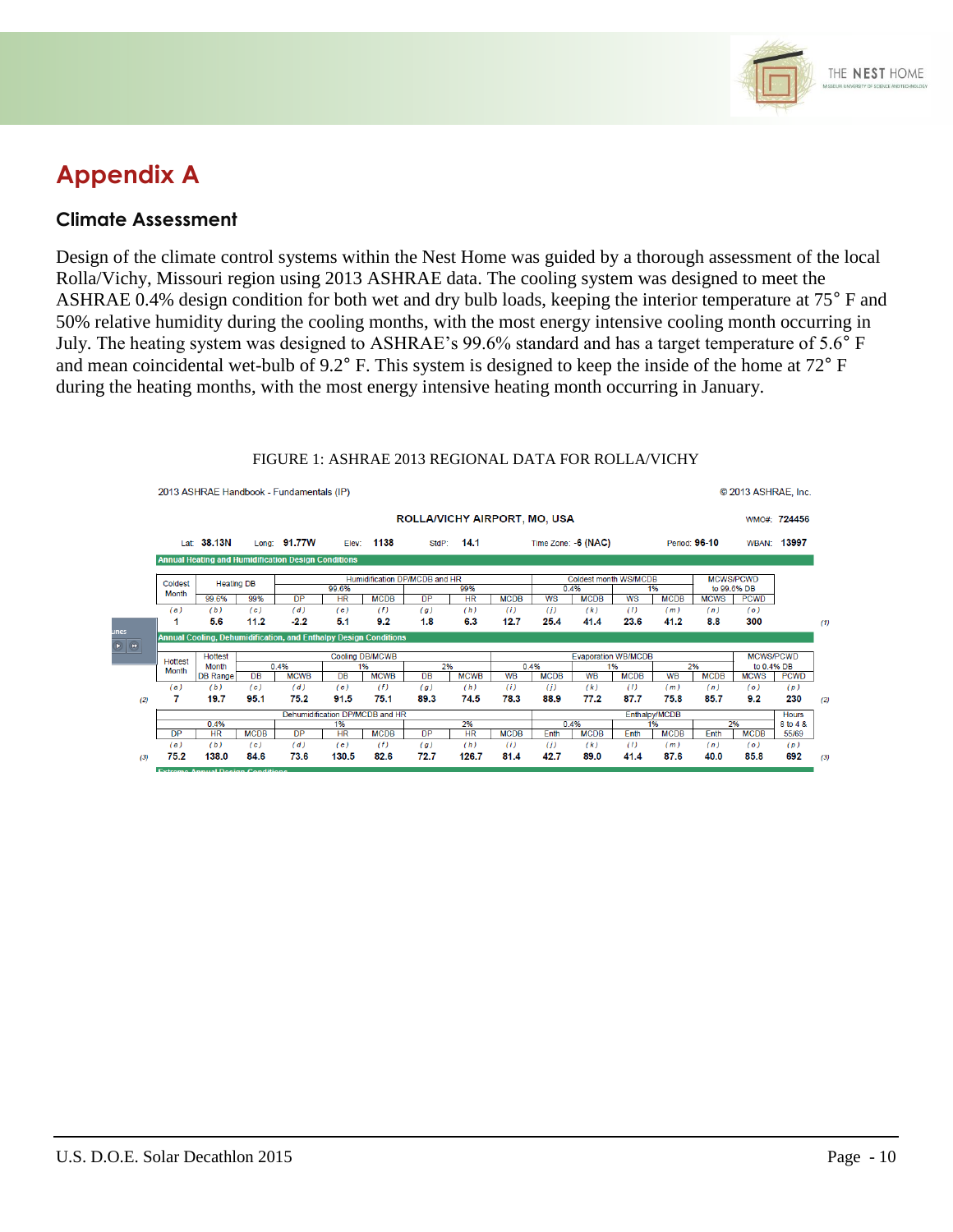# Appendix A

## Climate Assessment

Design of the climate control systems within the Nest Home was guided by a thorough assessment of the local Rolla/Vichy, Missouri region using 2013 ASHRAE data. The cooling system was designed to meet the ASHRAE 0.4% design condition for both wet and dry bulb loads, keeping the interior temperature at 75˚ F and 50% relative humidity during the cooling months, with the most energy intensive cooling month occurring in July. The heating system was designed to ASHRAE's 99.6% standard and has a target temperature of 5.6˚ F and mean coincidental wet-bulb of 9.2˚ F. This system is designed to keep the inside of the home at 72˚ F during the heating months, with the most energy intensive heating month occurring in January.

FIGURE 1: ASHRAE 2013 REGIONAL DATA FOR ROLLA/VICHY

2013 ASHRAE Handbook - Fundamentals (IP) © 2013 ASHRAE, Inc.

**ROLLA/VICHY AIRPORT, MO, USA** WMO#: 724456

Lat: 38.13N | Long: 91.77W | Elev: 1138 | StdP: 14.1 | Time Zone: -6 (NAC) | Period: 96-10 | WBAN: 13997

**Annual Heating and Humidification Design Conditions**

| Coldest Month | Heating DB | | Humidification DP/MCDB and HR | | | | | | Coldest month WS/MCDB | | | | MCWS/PCWD to 99.6% DB | |
|---|---|---|---|---|---|---|---|---|---|---|---|---|---|---|
| | | | 99.6% | | | 99% | | | 0.4% | | 1% | | | |
| | 99.6% | 99% | DP | HR | MCDB | DP | HR | MCDB | WS | MCDB | WS | MCDB | MCWS | PCWD |
| (a) | (b) | (c) | (d) | (e) | (f) | (g) | (h) | (i) | (j) | (k) | (l) | (m) | (n) | (o) |
| 1 | 5.6 | 11.2 | -2.2 | 5.1 | 9.2 | 1.8 | 6.3 | 12.7 | 25.4 | 41.4 | 23.6 | 41.2 | 8.8 | 300 |

**Annual Cooling, Dehumidification, and Enthalpy Design Conditions**

| Hottest Month | Hottest Month DB Range | Cooling DB/MCWB | | | | | | Evaporation WB/MCDB | | | | | | MCWS/PCWD to 0.4% DB | |
|---|---|---|---|---|---|---|---|---|---|---|---|---|---|---|---|
| | | 0.4% | | 1% | | 2% | | 0.4% | | 1% | | 2% | | | |
| | | DB | MCWB | DB | MCWB | DB | MCWB | WB | MCDB | WB | MCDB | WB | MCDB | MCWS | PCWD |
| (a) | (b) | (c) | (d) | (e) | (f) | (g) | (h) | (i) | (j) | (k) | (l) | (m) | (n) | (o) | (p) |
| 7 | 19.7 | 95.1 | 75.2 | 91.5 | 75.1 | 89.3 | 74.5 | 78.3 | 88.9 | 77.2 | 87.7 | 75.8 | 85.7 | 9.2 | 230 |

| Dehumidification DP/MCDB and HR | | | | | | | | | Enthalpy/MCDB | | | | | | Hours 8 to 4 & 55/69 |
|---|---|---|---|---|---|---|---|---|---|---|---|---|---|---|---|
| 0.4% | | | 1% | | | 2% | | | 0.4% | | 1% | | 2% | | |
| DP | HR | MCDB | DP | HR | MCDB | DP | HR | MCDB | Enth | MCDB | Enth | MCDB | Enth | MCDB | |
| (a) | (b) | (c) | (d) | (e) | (f) | (g) | (h) | (i) | (j) | (k) | (l) | (m) | (n) | (o) | (p) |
| 75.2 | 138.0 | 84.6 | 73.6 | 130.5 | 82.6 | 72.7 | 126.7 | 81.4 | 42.7 | 89.0 | 41.4 | 87.6 | 40.0 | 85.8 | 692 |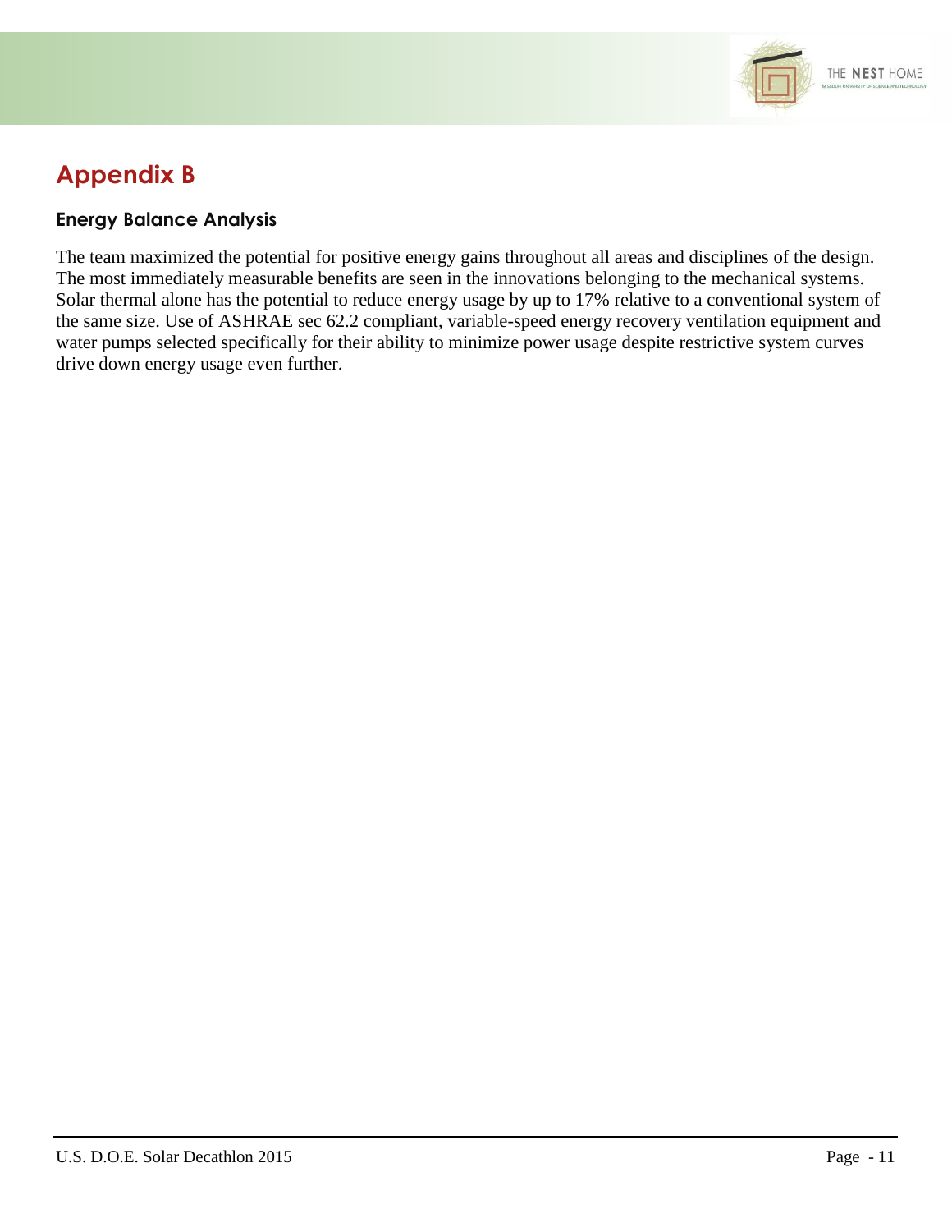# Appendix B

### Energy Balance Analysis

The team maximized the potential for positive energy gains throughout all areas and disciplines of the design. The most immediately measurable benefits are seen in the innovations belonging to the mechanical systems. Solar thermal alone has the potential to reduce energy usage by up to 17% relative to a conventional system of the same size. Use of ASHRAE sec 62.2 compliant, variable-speed energy recovery ventilation equipment and water pumps selected specifically for their ability to minimize power usage despite restrictive system curves drive down energy usage even further.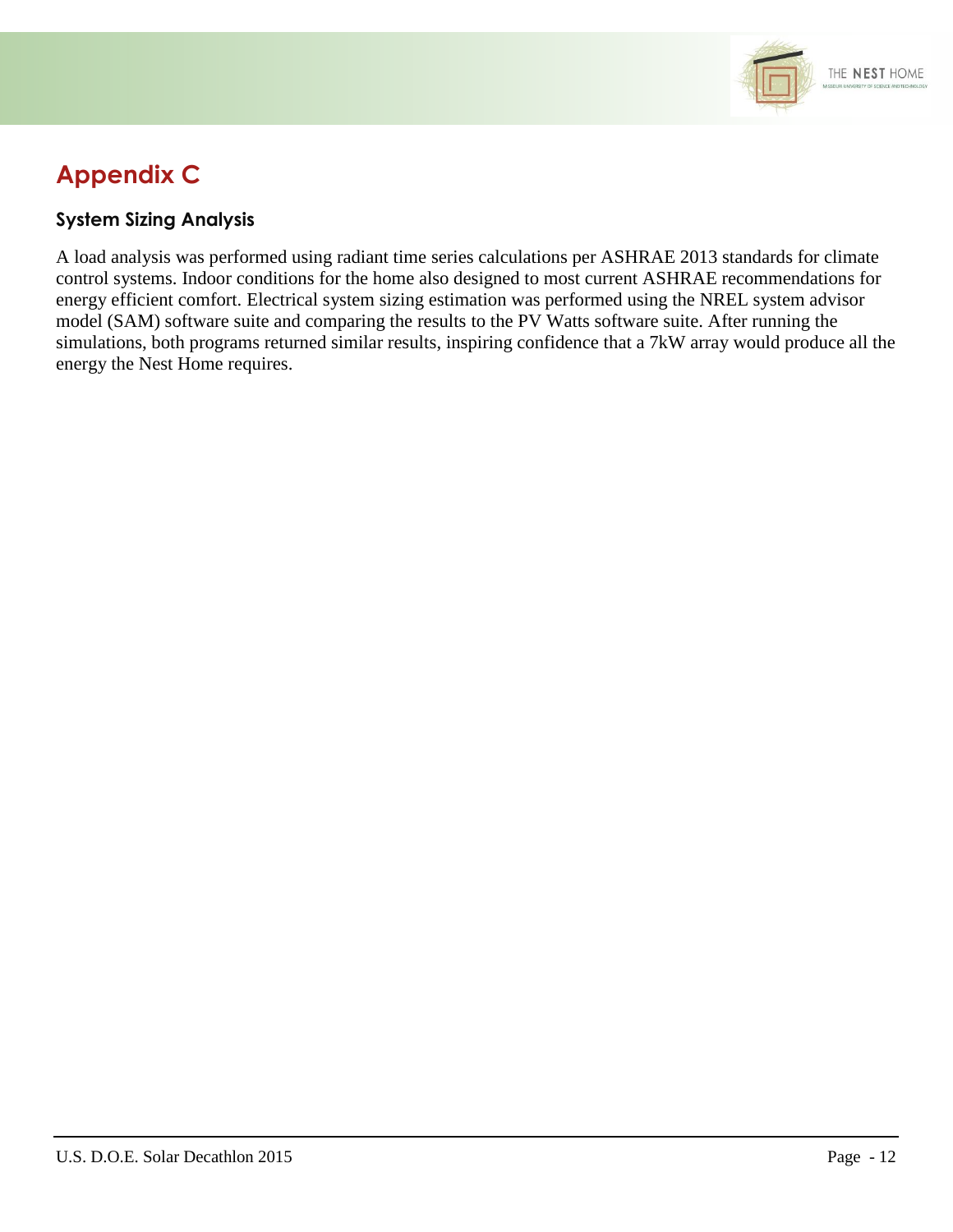# Appendix C

## System Sizing Analysis

A load analysis was performed using radiant time series calculations per ASHRAE 2013 standards for climate control systems. Indoor conditions for the home also designed to most current ASHRAE recommendations for energy efficient comfort. Electrical system sizing estimation was performed using the NREL system advisor model (SAM) software suite and comparing the results to the PV Watts software suite. After running the simulations, both programs returned similar results, inspiring confidence that a 7kW array would produce all the energy the Nest Home requires.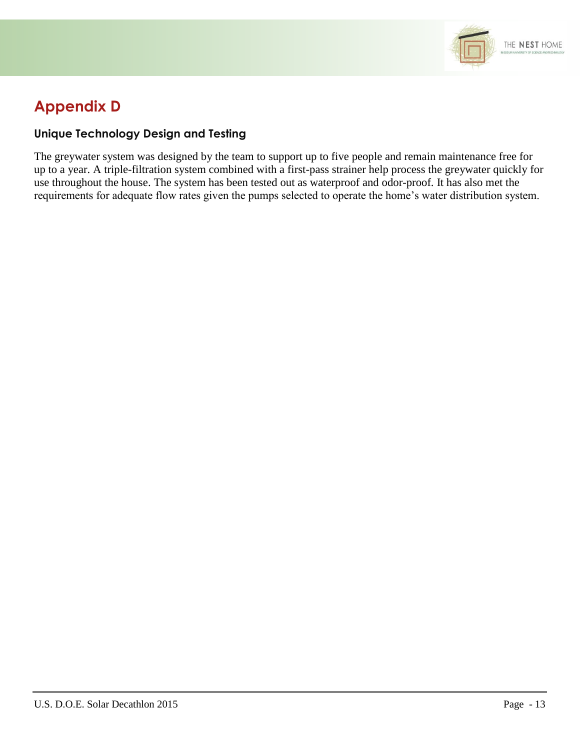# Appendix D

### Unique Technology Design and Testing

The greywater system was designed by the team to support up to five people and remain maintenance free for up to a year. A triple-filtration system combined with a first-pass strainer help process the greywater quickly for use throughout the house. The system has been tested out as waterproof and odor-proof. It has also met the requirements for adequate flow rates given the pumps selected to operate the home's water distribution system.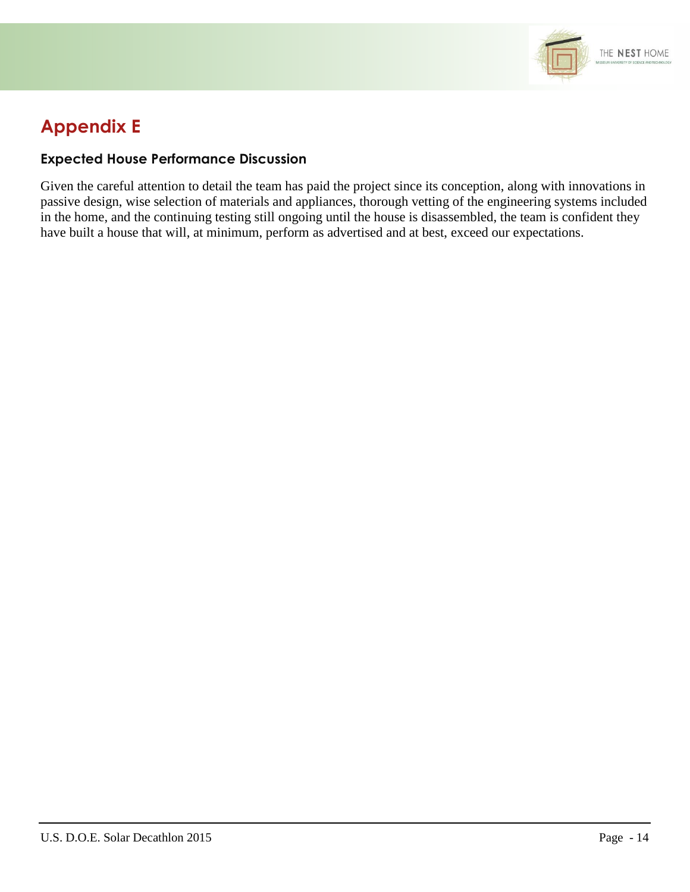# Appendix E

### Expected House Performance Discussion

Given the careful attention to detail the team has paid the project since its conception, along with innovations in passive design, wise selection of materials and appliances, thorough vetting of the engineering systems included in the home, and the continuing testing still ongoing until the house is disassembled, the team is confident they have built a house that will, at minimum, perform as advertised and at best, exceed our expectations.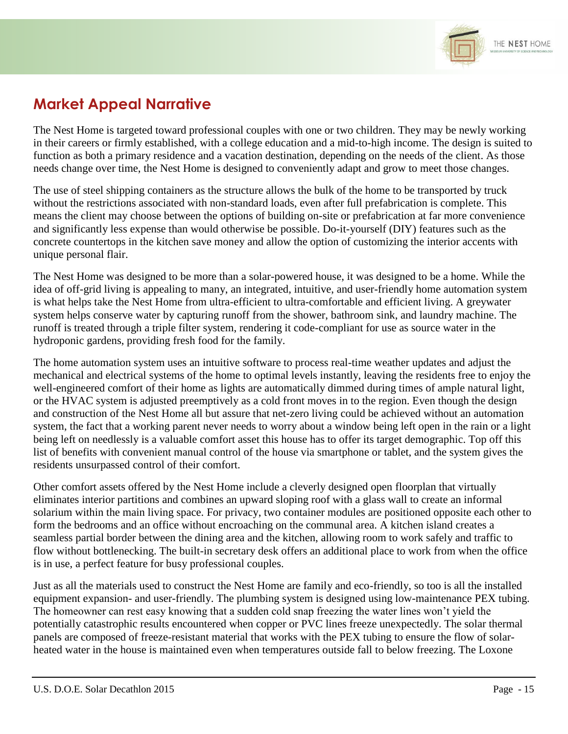## Market Appeal Narrative

The Nest Home is targeted toward professional couples with one or two children. They may be newly working in their careers or firmly established, with a college education and a mid-to-high income. The design is suited to function as both a primary residence and a vacation destination, depending on the needs of the client. As those needs change over time, the Nest Home is designed to conveniently adapt and grow to meet those changes.

The use of steel shipping containers as the structure allows the bulk of the home to be transported by truck without the restrictions associated with non-standard loads, even after full prefabrication is complete. This means the client may choose between the options of building on-site or prefabrication at far more convenience and significantly less expense than would otherwise be possible. Do-it-yourself (DIY) features such as the concrete countertops in the kitchen save money and allow the option of customizing the interior accents with unique personal flair.

The Nest Home was designed to be more than a solar-powered house, it was designed to be a home. While the idea of off-grid living is appealing to many, an integrated, intuitive, and user-friendly home automation system is what helps take the Nest Home from ultra-efficient to ultra-comfortable and efficient living. A greywater system helps conserve water by capturing runoff from the shower, bathroom sink, and laundry machine. The runoff is treated through a triple filter system, rendering it code-compliant for use as source water in the hydroponic gardens, providing fresh food for the family.

The home automation system uses an intuitive software to process real-time weather updates and adjust the mechanical and electrical systems of the home to optimal levels instantly, leaving the residents free to enjoy the well-engineered comfort of their home as lights are automatically dimmed during times of ample natural light, or the HVAC system is adjusted preemptively as a cold front moves in to the region. Even though the design and construction of the Nest Home all but assure that net-zero living could be achieved without an automation system, the fact that a working parent never needs to worry about a window being left open in the rain or a light being left on needlessly is a valuable comfort asset this house has to offer its target demographic. Top off this list of benefits with convenient manual control of the house via smartphone or tablet, and the system gives the residents unsurpassed control of their comfort.

Other comfort assets offered by the Nest Home include a cleverly designed open floorplan that virtually eliminates interior partitions and combines an upward sloping roof with a glass wall to create an informal solarium within the main living space. For privacy, two container modules are positioned opposite each other to form the bedrooms and an office without encroaching on the communal area. A kitchen island creates a seamless partial border between the dining area and the kitchen, allowing room to work safely and traffic to flow without bottlenecking. The built-in secretary desk offers an additional place to work from when the office is in use, a perfect feature for busy professional couples.

Just as all the materials used to construct the Nest Home are family and eco-friendly, so too is all the installed equipment expansion- and user-friendly. The plumbing system is designed using low-maintenance PEX tubing. The homeowner can rest easy knowing that a sudden cold snap freezing the water lines won't yield the potentially catastrophic results encountered when copper or PVC lines freeze unexpectedly. The solar thermal panels are composed of freeze-resistant material that works with the PEX tubing to ensure the flow of solar-heated water in the house is maintained even when temperatures outside fall to below freezing. The Loxone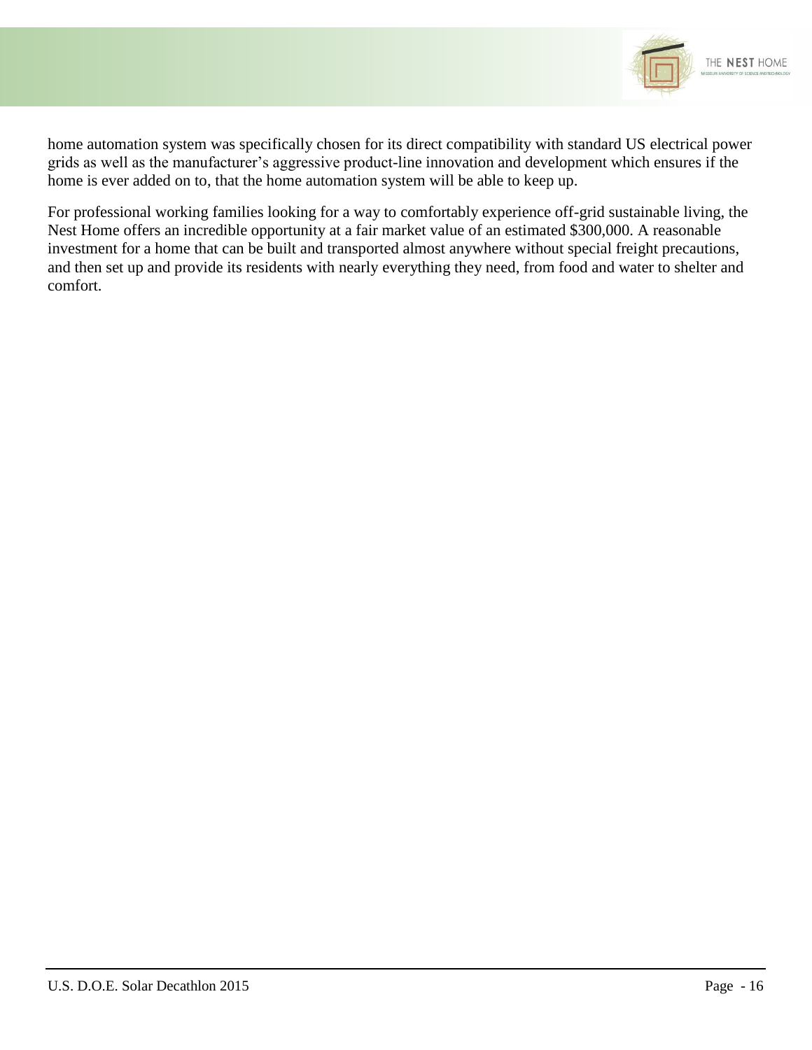home automation system was specifically chosen for its direct compatibility with standard US electrical power grids as well as the manufacturer's aggressive product-line innovation and development which ensures if the home is ever added on to, that the home automation system will be able to keep up.

For professional working families looking for a way to comfortably experience off-grid sustainable living, the Nest Home offers an incredible opportunity at a fair market value of an estimated $300,000. A reasonable investment for a home that can be built and transported almost anywhere without special freight precautions, and then set up and provide its residents with nearly everything they need, from food and water to shelter and comfort.